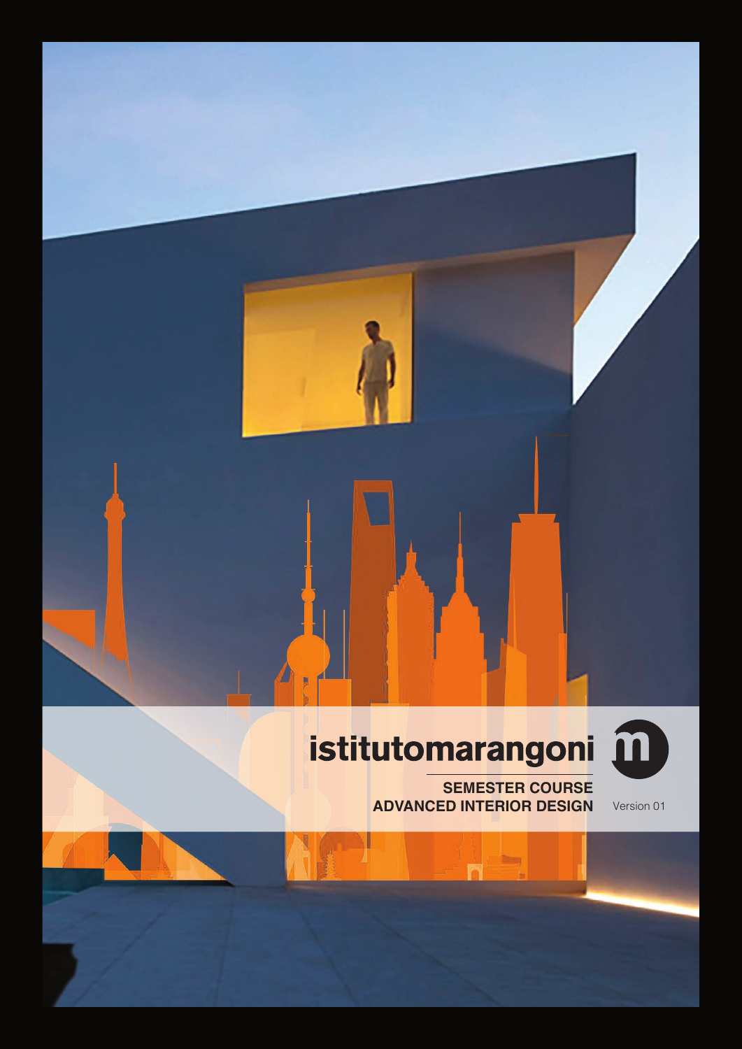# istitutomarangoni

**SEMESTER COURSE**
**ADVANCED INTERIOR DESIGN**

Version 01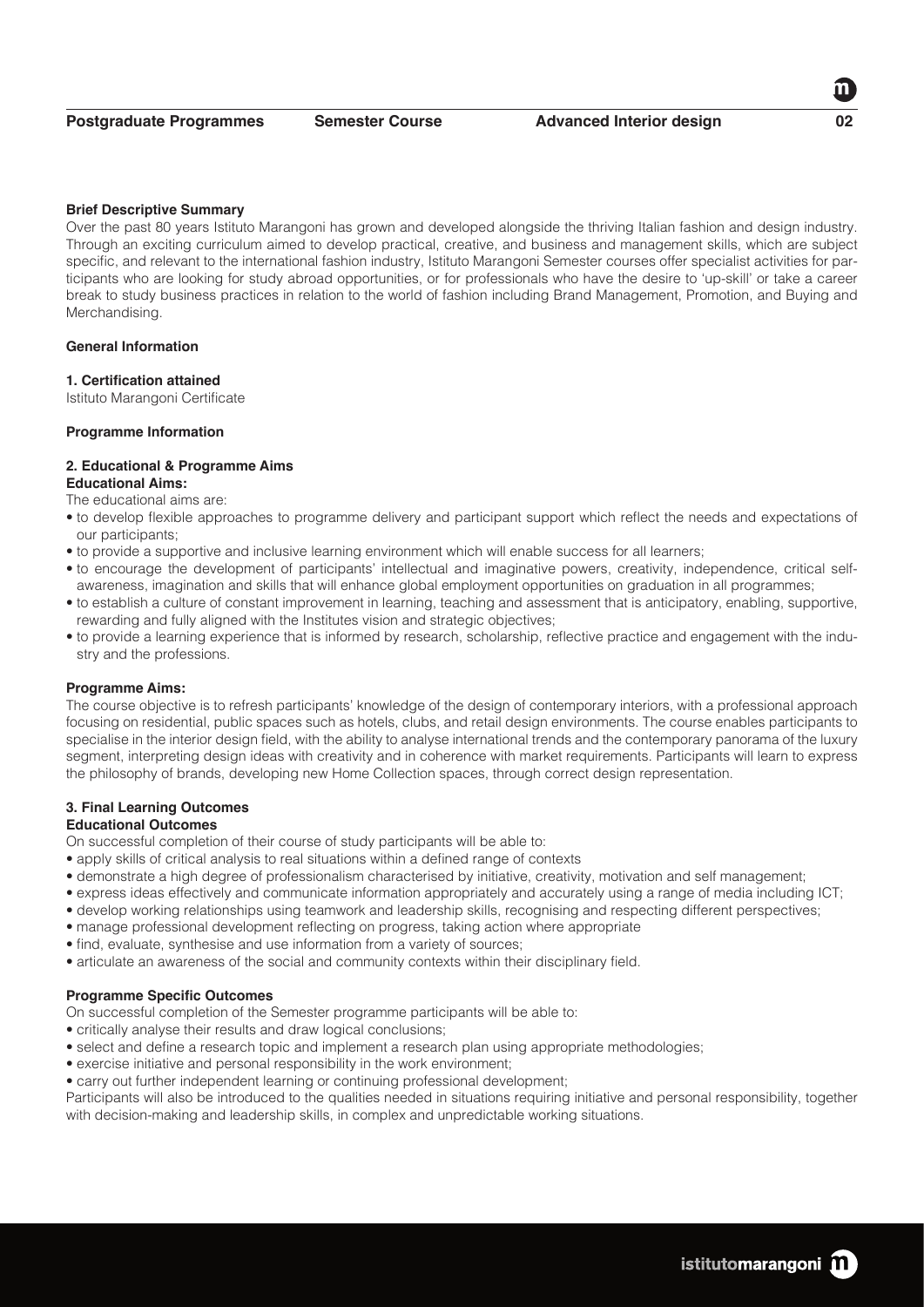**Brief Descriptive Summary**

Over the past 80 years Istituto Marangoni has grown and developed alongside the thriving Italian fashion and design industry. Through an exciting curriculum aimed to develop practical, creative, and business and management skills, which are subject specific, and relevant to the international fashion industry, Istituto Marangoni Semester courses offer specialist activities for participants who are looking for study abroad opportunities, or for professionals who have the desire to 'up-skill' or take a career break to study business practices in relation to the world of fashion including Brand Management, Promotion, and Buying and Merchandising.

**General Information**

**1. Certification attained**

Istituto Marangoni Certificate

**Programme Information**

**2. Educational & Programme Aims**

**Educational Aims:**

The educational aims are:

- to develop flexible approaches to programme delivery and participant support which reflect the needs and expectations of our participants;
- to provide a supportive and inclusive learning environment which will enable success for all learners;
- to encourage the development of participants' intellectual and imaginative powers, creativity, independence, critical self-awareness, imagination and skills that will enhance global employment opportunities on graduation in all programmes;
- to establish a culture of constant improvement in learning, teaching and assessment that is anticipatory, enabling, supportive, rewarding and fully aligned with the Institutes vision and strategic objectives;
- to provide a learning experience that is informed by research, scholarship, reflective practice and engagement with the industry and the professions.

**Programme Aims:**

The course objective is to refresh participants' knowledge of the design of contemporary interiors, with a professional approach focusing on residential, public spaces such as hotels, clubs, and retail design environments. The course enables participants to specialise in the interior design field, with the ability to analyse international trends and the contemporary panorama of the luxury segment, interpreting design ideas with creativity and in coherence with market requirements. Participants will learn to express the philosophy of brands, developing new Home Collection spaces, through correct design representation.

**3. Final Learning Outcomes**

**Educational Outcomes**

On successful completion of their course of study participants will be able to:

- apply skills of critical analysis to real situations within a defined range of contexts
- demonstrate a high degree of professionalism characterised by initiative, creativity, motivation and self management;
- express ideas effectively and communicate information appropriately and accurately using a range of media including ICT;
- develop working relationships using teamwork and leadership skills, recognising and respecting different perspectives;
- manage professional development reflecting on progress, taking action where appropriate
- find, evaluate, synthesise and use information from a variety of sources;
- articulate an awareness of the social and community contexts within their disciplinary field.

**Programme Specific Outcomes**

On successful completion of the Semester programme participants will be able to:

- critically analyse their results and draw logical conclusions;
- select and define a research topic and implement a research plan using appropriate methodologies;
- exercise initiative and personal responsibility in the work environment;
- carry out further independent learning or continuing professional development;

Participants will also be introduced to the qualities needed in situations requiring initiative and personal responsibility, together with decision-making and leadership skills, in complex and unpredictable working situations.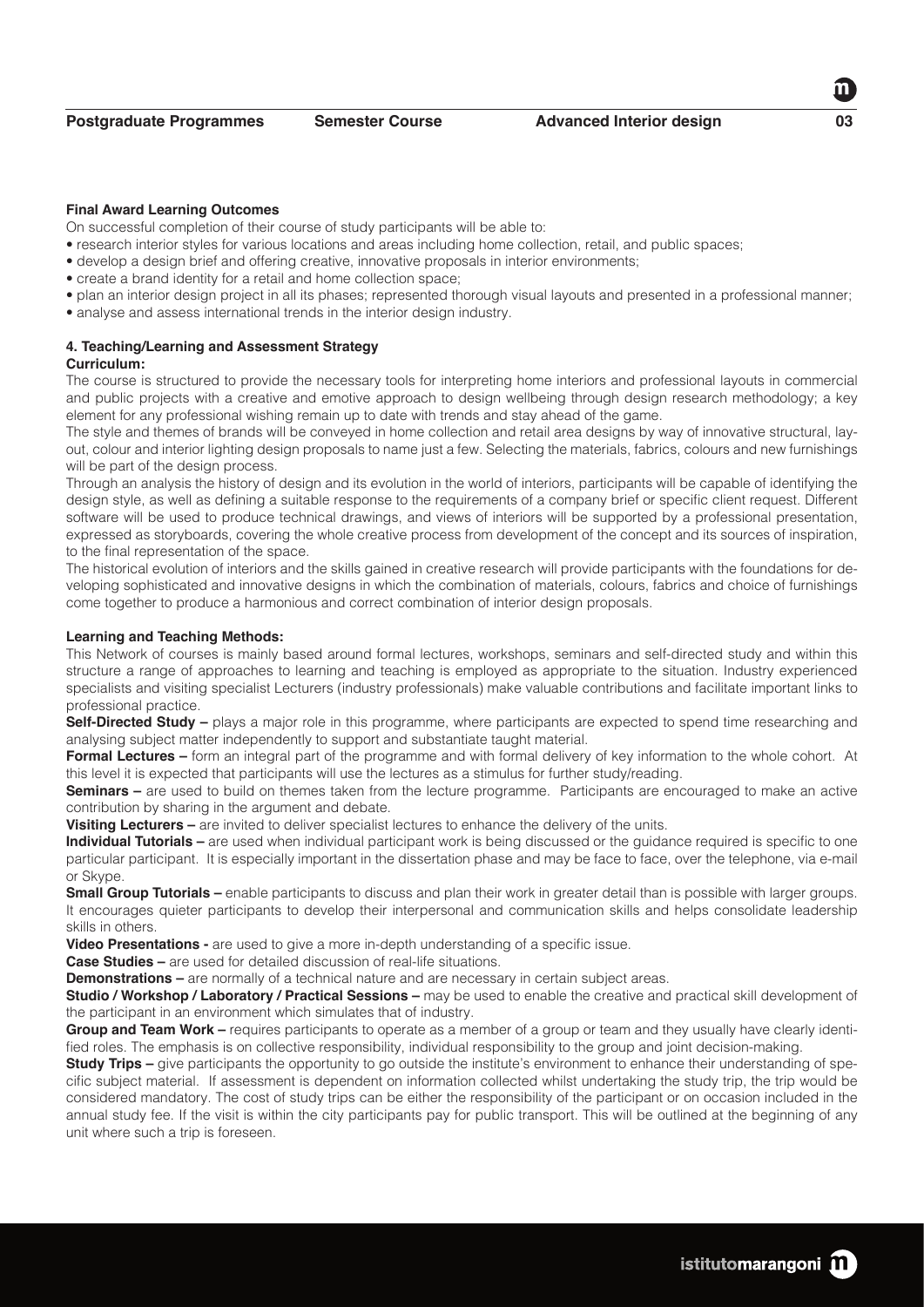**Final Award Learning Outcomes**

On successful completion of their course of study participants will be able to:

- research interior styles for various locations and areas including home collection, retail, and public spaces;
- develop a design brief and offering creative, innovative proposals in interior environments;
- create a brand identity for a retail and home collection space;
- plan an interior design project in all its phases; represented thorough visual layouts and presented in a professional manner;
- analyse and assess international trends in the interior design industry.

**4. Teaching/Learning and Assessment Strategy**

**Curriculum:**

The course is structured to provide the necessary tools for interpreting home interiors and professional layouts in commercial and public projects with a creative and emotive approach to design wellbeing through design research methodology; a key element for any professional wishing remain up to date with trends and stay ahead of the game.

The style and themes of brands will be conveyed in home collection and retail area designs by way of innovative structural, layout, colour and interior lighting design proposals to name just a few. Selecting the materials, fabrics, colours and new furnishings will be part of the design process.

Through an analysis the history of design and its evolution in the world of interiors, participants will be capable of identifying the design style, as well as defining a suitable response to the requirements of a company brief or specific client request. Different software will be used to produce technical drawings, and views of interiors will be supported by a professional presentation, expressed as storyboards, covering the whole creative process from development of the concept and its sources of inspiration, to the final representation of the space.

The historical evolution of interiors and the skills gained in creative research will provide participants with the foundations for developing sophisticated and innovative designs in which the combination of materials, colours, fabrics and choice of furnishings come together to produce a harmonious and correct combination of interior design proposals.

**Learning and Teaching Methods:**

This Network of courses is mainly based around formal lectures, workshops, seminars and self-directed study and within this structure a range of approaches to learning and teaching is employed as appropriate to the situation. Industry experienced specialists and visiting specialist Lecturers (industry professionals) make valuable contributions and facilitate important links to professional practice.

**Self-Directed Study –** plays a major role in this programme, where participants are expected to spend time researching and analysing subject matter independently to support and substantiate taught material.

**Formal Lectures –** form an integral part of the programme and with formal delivery of key information to the whole cohort. At this level it is expected that participants will use the lectures as a stimulus for further study/reading.

**Seminars –** are used to build on themes taken from the lecture programme. Participants are encouraged to make an active contribution by sharing in the argument and debate.

**Visiting Lecturers –** are invited to deliver specialist lectures to enhance the delivery of the units.

**Individual Tutorials –** are used when individual participant work is being discussed or the guidance required is specific to one particular participant. It is especially important in the dissertation phase and may be face to face, over the telephone, via e-mail or Skype.

**Small Group Tutorials –** enable participants to discuss and plan their work in greater detail than is possible with larger groups. It encourages quieter participants to develop their interpersonal and communication skills and helps consolidate leadership skills in others.

**Video Presentations -** are used to give a more in-depth understanding of a specific issue.

**Case Studies –** are used for detailed discussion of real-life situations.

**Demonstrations –** are normally of a technical nature and are necessary in certain subject areas.

**Studio / Workshop / Laboratory / Practical Sessions –** may be used to enable the creative and practical skill development of the participant in an environment which simulates that of industry.

**Group and Team Work –** requires participants to operate as a member of a group or team and they usually have clearly identified roles. The emphasis is on collective responsibility, individual responsibility to the group and joint decision-making.

**Study Trips –** give participants the opportunity to go outside the institute's environment to enhance their understanding of specific subject material. If assessment is dependent on information collected whilst undertaking the study trip, the trip would be considered mandatory. The cost of study trips can be either the responsibility of the participant or on occasion included in the annual study fee. If the visit is within the city participants pay for public transport. This will be outlined at the beginning of any unit where such a trip is foreseen.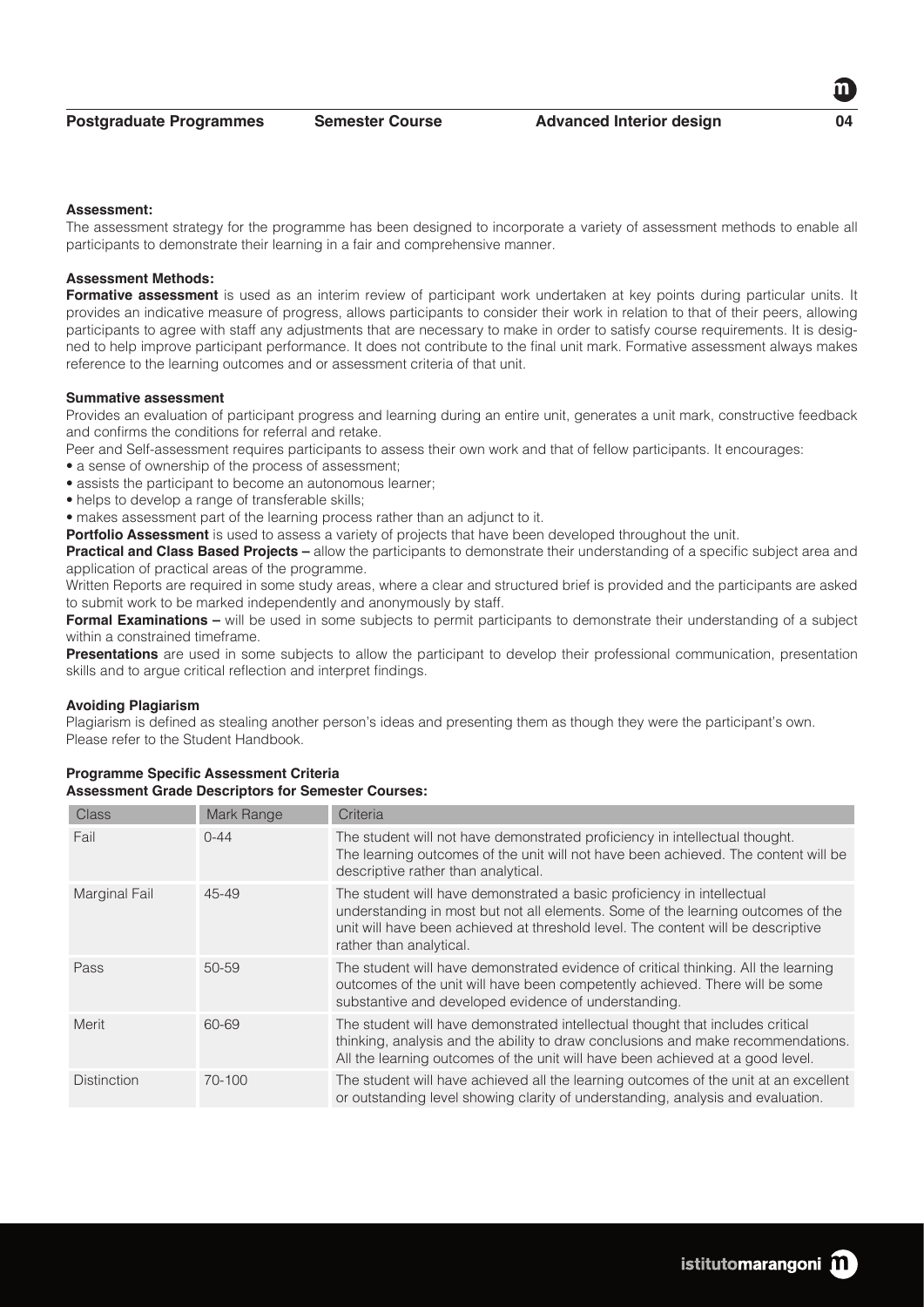**Assessment:**

The assessment strategy for the programme has been designed to incorporate a variety of assessment methods to enable all participants to demonstrate their learning in a fair and comprehensive manner.

**Assessment Methods:**

**Formative assessment** is used as an interim review of participant work undertaken at key points during particular units. It provides an indicative measure of progress, allows participants to consider their work in relation to that of their peers, allowing participants to agree with staff any adjustments that are necessary to make in order to satisfy course requirements. It is designed to help improve participant performance. It does not contribute to the final unit mark. Formative assessment always makes reference to the learning outcomes and or assessment criteria of that unit.

**Summative assessment**

Provides an evaluation of participant progress and learning during an entire unit, generates a unit mark, constructive feedback and confirms the conditions for referral and retake.

Peer and Self-assessment requires participants to assess their own work and that of fellow participants. It encourages:

- a sense of ownership of the process of assessment;
- assists the participant to become an autonomous learner;
- helps to develop a range of transferable skills;
- makes assessment part of the learning process rather than an adjunct to it.

**Portfolio Assessment** is used to assess a variety of projects that have been developed throughout the unit.

**Practical and Class Based Projects –** allow the participants to demonstrate their understanding of a specific subject area and application of practical areas of the programme.

Written Reports are required in some study areas, where a clear and structured brief is provided and the participants are asked to submit work to be marked independently and anonymously by staff.

**Formal Examinations –** will be used in some subjects to permit participants to demonstrate their understanding of a subject within a constrained timeframe.

**Presentations** are used in some subjects to allow the participant to develop their professional communication, presentation skills and to argue critical reflection and interpret findings.

**Avoiding Plagiarism**

Plagiarism is defined as stealing another person's ideas and presenting them as though they were the participant's own. Please refer to the Student Handbook.

**Programme Specific Assessment Criteria**
**Assessment Grade Descriptors for Semester Courses:**

| Class | Mark Range | Criteria |
|---|---|---|
| Fail | 0-44 | The student will not have demonstrated proficiency in intellectual thought. The learning outcomes of the unit will not have been achieved. The content will be descriptive rather than analytical. |
| Marginal Fail | 45-49 | The student will have demonstrated a basic proficiency in intellectual understanding in most but not all elements. Some of the learning outcomes of the unit will have been achieved at threshold level. The content will be descriptive rather than analytical. |
| Pass | 50-59 | The student will have demonstrated evidence of critical thinking. All the learning outcomes of the unit will have been competently achieved. There will be some substantive and developed evidence of understanding. |
| Merit | 60-69 | The student will have demonstrated intellectual thought that includes critical thinking, analysis and the ability to draw conclusions and make recommendations. All the learning outcomes of the unit will have been achieved at a good level. |
| Distinction | 70-100 | The student will have achieved all the learning outcomes of the unit at an excellent or outstanding level showing clarity of understanding, analysis and evaluation. |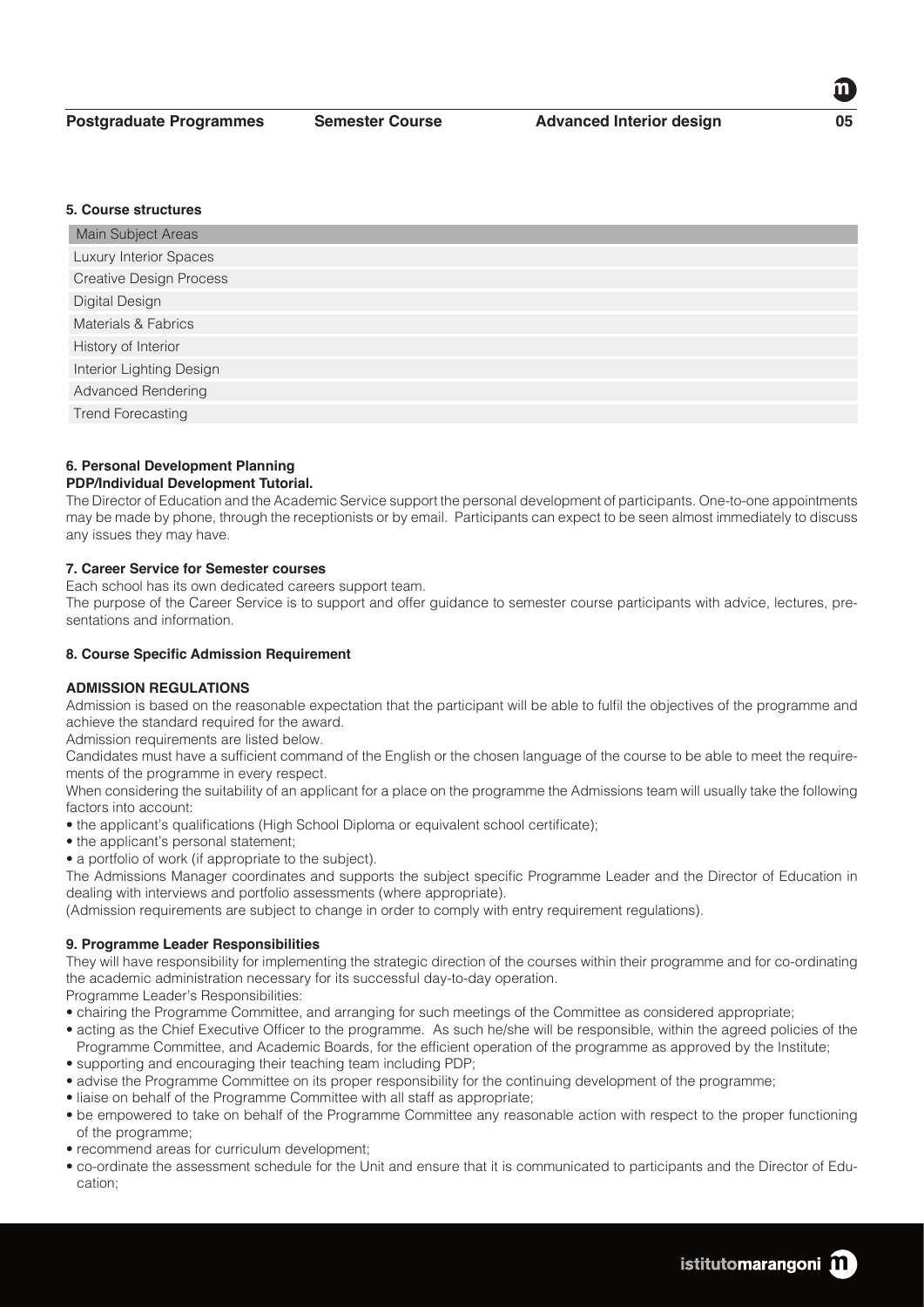## 5. Course structures

| Main Subject Areas |
|---|
| Luxury Interior Spaces |
| Creative Design Process |
| Digital Design |
| Materials & Fabrics |
| History of Interior |
| Interior Lighting Design |
| Advanced Rendering |
| Trend Forecasting |

## 6. Personal Development Planning

**PDP/Individual Development Tutorial.**

The Director of Education and the Academic Service support the personal development of participants. One-to-one appointments may be made by phone, through the receptionists or by email. Participants can expect to be seen almost immediately to discuss any issues they may have.

## 7. Career Service for Semester courses

Each school has its own dedicated careers support team.

The purpose of the Career Service is to support and offer guidance to semester course participants with advice, lectures, presentations and information.

## 8. Course Specific Admission Requirement

**ADMISSION REGULATIONS**

Admission is based on the reasonable expectation that the participant will be able to fulfil the objectives of the programme and achieve the standard required for the award.

Admission requirements are listed below.

Candidates must have a sufficient command of the English or the chosen language of the course to be able to meet the requirements of the programme in every respect.

When considering the suitability of an applicant for a place on the programme the Admissions team will usually take the following factors into account:

- the applicant's qualifications (High School Diploma or equivalent school certificate);
- the applicant's personal statement;
- a portfolio of work (if appropriate to the subject).

The Admissions Manager coordinates and supports the subject specific Programme Leader and the Director of Education in dealing with interviews and portfolio assessments (where appropriate).

(Admission requirements are subject to change in order to comply with entry requirement regulations).

## 9. Programme Leader Responsibilities

They will have responsibility for implementing the strategic direction of the courses within their programme and for co-ordinating the academic administration necessary for its successful day-to-day operation.

Programme Leader's Responsibilities:

- chairing the Programme Committee, and arranging for such meetings of the Committee as considered appropriate;
- acting as the Chief Executive Officer to the programme. As such he/she will be responsible, within the agreed policies of the Programme Committee, and Academic Boards, for the efficient operation of the programme as approved by the Institute;
- supporting and encouraging their teaching team including PDP;
- advise the Programme Committee on its proper responsibility for the continuing development of the programme;
- liaise on behalf of the Programme Committee with all staff as appropriate;
- be empowered to take on behalf of the Programme Committee any reasonable action with respect to the proper functioning of the programme;
- recommend areas for curriculum development;
- co-ordinate the assessment schedule for the Unit and ensure that it is communicated to participants and the Director of Education;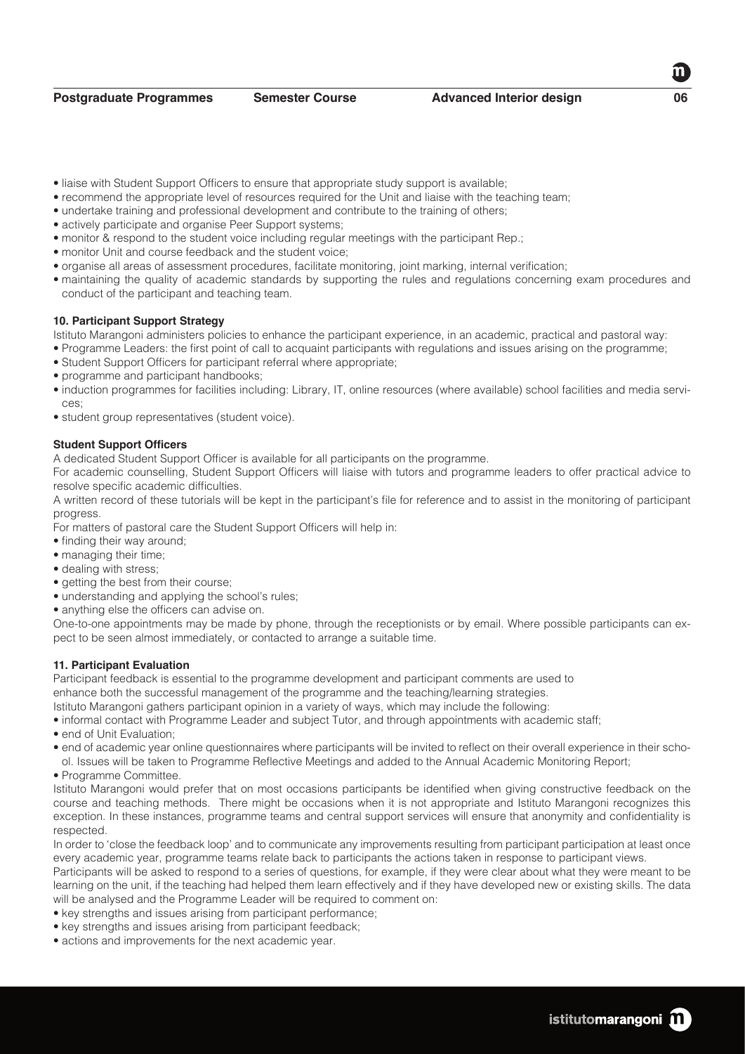- liaise with Student Support Officers to ensure that appropriate study support is available;
- recommend the appropriate level of resources required for the Unit and liaise with the teaching team;
- undertake training and professional development and contribute to the training of others;
- actively participate and organise Peer Support systems;
- monitor & respond to the student voice including regular meetings with the participant Rep.;
- monitor Unit and course feedback and the student voice;
- organise all areas of assessment procedures, facilitate monitoring, joint marking, internal verification;
- maintaining the quality of academic standards by supporting the rules and regulations concerning exam procedures and conduct of the participant and teaching team.

**10. Participant Support Strategy**

Istituto Marangoni administers policies to enhance the participant experience, in an academic, practical and pastoral way:

- Programme Leaders: the first point of call to acquaint participants with regulations and issues arising on the programme;
- Student Support Officers for participant referral where appropriate;
- programme and participant handbooks;
- induction programmes for facilities including: Library, IT, online resources (where available) school facilities and media services;
- student group representatives (student voice).

**Student Support Officers**

A dedicated Student Support Officer is available for all participants on the programme.

For academic counselling, Student Support Officers will liaise with tutors and programme leaders to offer practical advice to resolve specific academic difficulties.

A written record of these tutorials will be kept in the participant's file for reference and to assist in the monitoring of participant progress.

For matters of pastoral care the Student Support Officers will help in:

- finding their way around;
- managing their time;
- dealing with stress;
- getting the best from their course;
- understanding and applying the school's rules;
- anything else the officers can advise on.

One-to-one appointments may be made by phone, through the receptionists or by email. Where possible participants can expect to be seen almost immediately, or contacted to arrange a suitable time.

**11. Participant Evaluation**

Participant feedback is essential to the programme development and participant comments are used to enhance both the successful management of the programme and the teaching/learning strategies.

Istituto Marangoni gathers participant opinion in a variety of ways, which may include the following:

- informal contact with Programme Leader and subject Tutor, and through appointments with academic staff;
- end of Unit Evaluation;
- end of academic year online questionnaires where participants will be invited to reflect on their overall experience in their school. Issues will be taken to Programme Reflective Meetings and added to the Annual Academic Monitoring Report;
- Programme Committee.

Istituto Marangoni would prefer that on most occasions participants be identified when giving constructive feedback on the course and teaching methods. There might be occasions when it is not appropriate and Istituto Marangoni recognizes this exception. In these instances, programme teams and central support services will ensure that anonymity and confidentiality is respected.

In order to 'close the feedback loop' and to communicate any improvements resulting from participant participation at least once every academic year, programme teams relate back to participants the actions taken in response to participant views.

Participants will be asked to respond to a series of questions, for example, if they were clear about what they were meant to be learning on the unit, if the teaching had helped them learn effectively and if they have developed new or existing skills. The data will be analysed and the Programme Leader will be required to comment on:

- key strengths and issues arising from participant performance;
- key strengths and issues arising from participant feedback;
- actions and improvements for the next academic year.